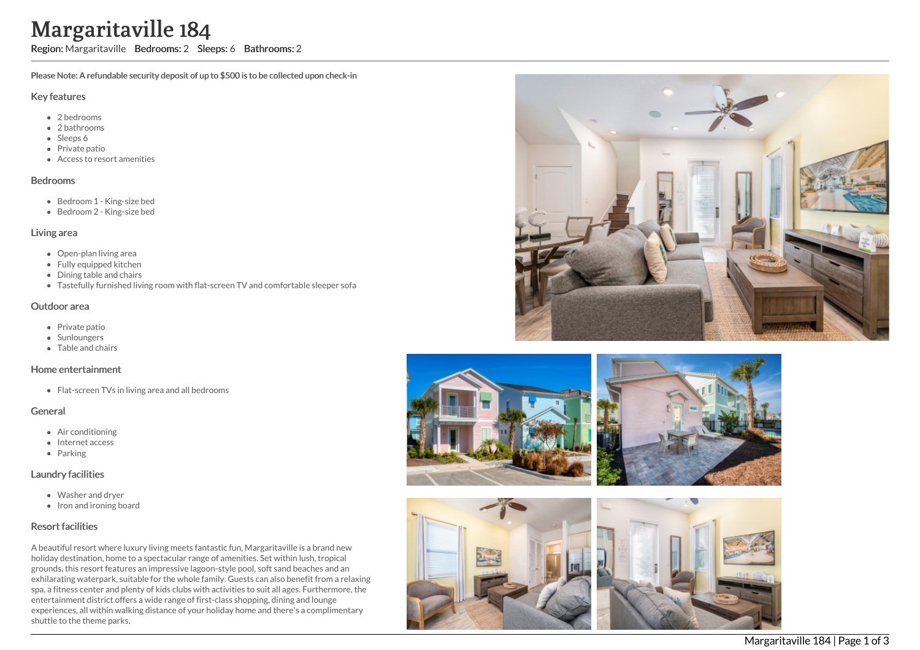# Margaritaville 184

**Region:** Margaritaville **Bedrooms:** 2 **Sleeps:** 6 **Bathrooms:** 2

**Please Note: A refundable security deposit of up to $500 is to be collected upon check-in**

## Key features

- 2 bedrooms
- 2 bathrooms
- Sleeps 6
- Private patio
- Access to resort amenities

## Bedrooms

- Bedroom 1 - King-size bed
- Bedroom 2 - King-size bed

## Living area

- Open-plan living area
- Fully equipped kitchen
- Dining table and chairs
- Tastefully furnished living room with flat-screen TV and comfortable sleeper sofa

## Outdoor area

- Private patio
- Sunloungers
- Table and chairs

## Home entertainment

- Flat-screen TVs in living area and all bedrooms

## General

- Air conditioning
- Internet access
- Parking

## Laundry facilities

- Washer and dryer
- Iron and ironing board

## Resort facilities

A beautiful resort where luxury living meets fantastic fun, Margaritaville is a brand new holiday destination, home to a spectacular range of amenities. Set within lush, tropical grounds, this resort features an impressive lagoon-style pool, soft sand beaches and an exhilarating waterpark, suitable for the whole family. Guests can also benefit from a relaxing spa, a fitness center and plenty of kids clubs with activities to suit all ages. Furthermore, the entertainment district offers a wide range of first-class shopping, dining and lounge experiences, all within walking distance of your holiday home and there's a complimentary shuttle to the theme parks.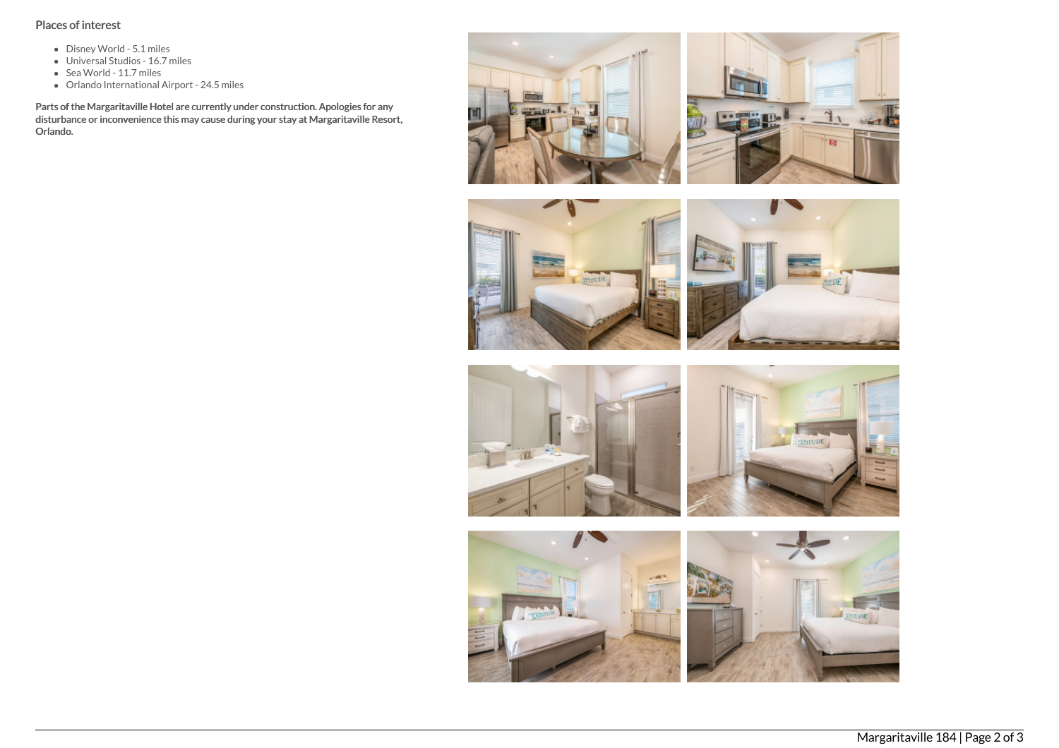## Places of interest

- Disney World - 5.1 miles
- Universal Studios - 16.7 miles
- Sea World - 11.7 miles
- Orlando International Airport - 24.5 miles

**Parts of the Margaritaville Hotel are currently under construction. Apologies for any disturbance or inconvenience this may cause during your stay at Margaritaville Resort, Orlando.**